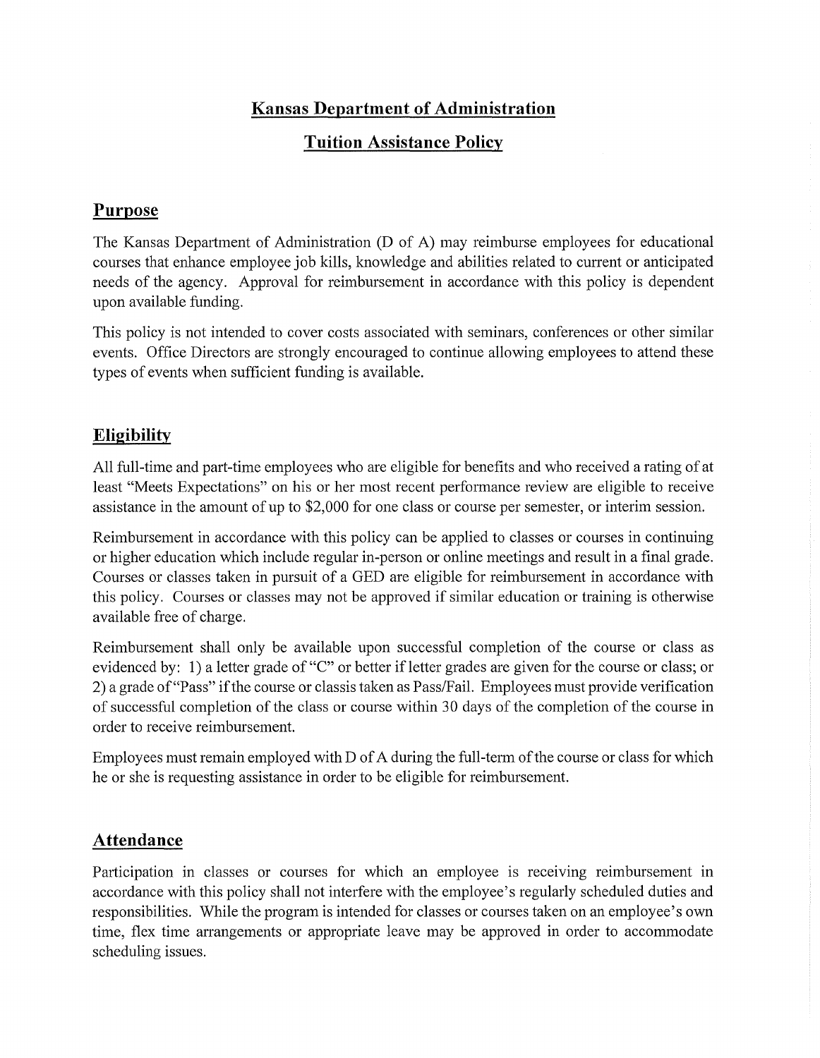# Kansas Department of Administration

# Tuition Assistance Policy

## Purpose

The Kansas Department of Administration (D of A) may reimburse employees for educational courses that enhance employee job kills, knowledge and abilities related to current or anticipated needs of the agency. Approval for reimbursement in accordance with this policy is dependent upon available funding.

This policy is not intended to cover costs associated with seminars, conferences or other similar events. Office Directors are strongly encouraged to continue allowing employees to attend these types of events when sufficient funding is available.

## Eligibility

All full-time and part-time employees who are eligible for benefits and who received a rating of at least "Meets Expectations" on his or her most recent performance review are eligible to receive assistance in the amount of up to $2,000 for one class or course per semester, or interim session.

Reimbursement in accordance with this policy can be applied to classes or courses in continuing or higher education which include regular in-person or online meetings and result in a final grade. Courses or classes taken in pursuit of a GED are eligible for reimbursement in accordance with this policy. Courses or classes may not be approved if similar education or training is otherwise available free of charge.

Reimbursement shall only be available upon successful completion of the course or class as evidenced by: 1) a letter grade of "C" or better if letter grades are given for the course or class; or 2) a grade of "Pass" if the course or classis taken as Pass/Fail. Employees must provide verification of successful completion of the class or course within 30 days of the completion of the course in order to receive reimbursement.

Employees must remain employed with D of A during the full-term of the course or class for which he or she is requesting assistance in order to be eligible for reimbursement.

## Attendance

Participation in classes or courses for which an employee is receiving reimbursement in accordance with this policy shall not interfere with the employee's regularly scheduled duties and responsibilities. While the program is intended for classes or courses taken on an employee's own time, flex time arrangements or appropriate leave may be approved in order to accommodate scheduling issues.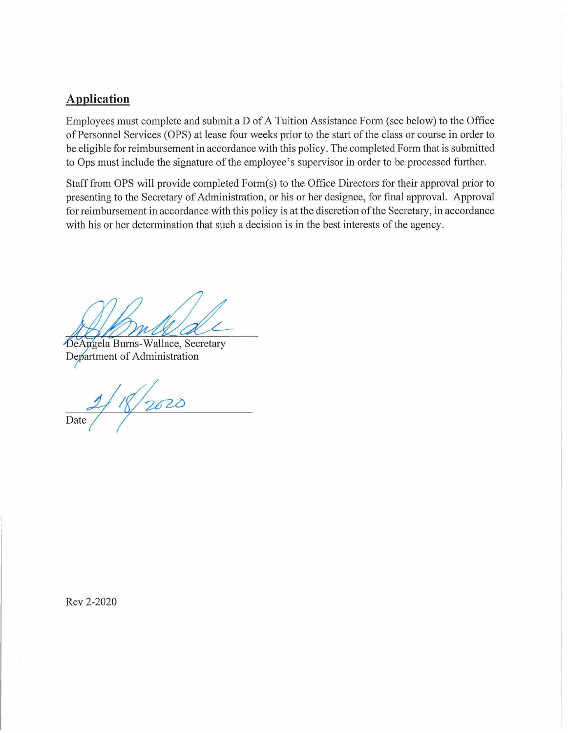## Application

Employees must complete and submit a D of A Tuition Assistance Form (see below) to the Office of Personnel Services (OPS) at lease four weeks prior to the start of the class or course in order to be eligible for reimbursement in accordance with this policy. The completed Form that is submitted to Ops must include the signature of the employee's supervisor in order to be processed further.

Staff from OPS will provide completed Form(s) to the Office Directors for their approval prior to presenting to the Secretary of Administration, or his or her designee, for final approval. Approval for reimbursement in accordance with this policy is at the discretion of the Secretary, in accordance with his or her determination that such a decision is in the best interests of the agency.

DeAngela Burns-Wallace, Secretary
Department of Administration

Date 2/18/2020

Rev 2-2020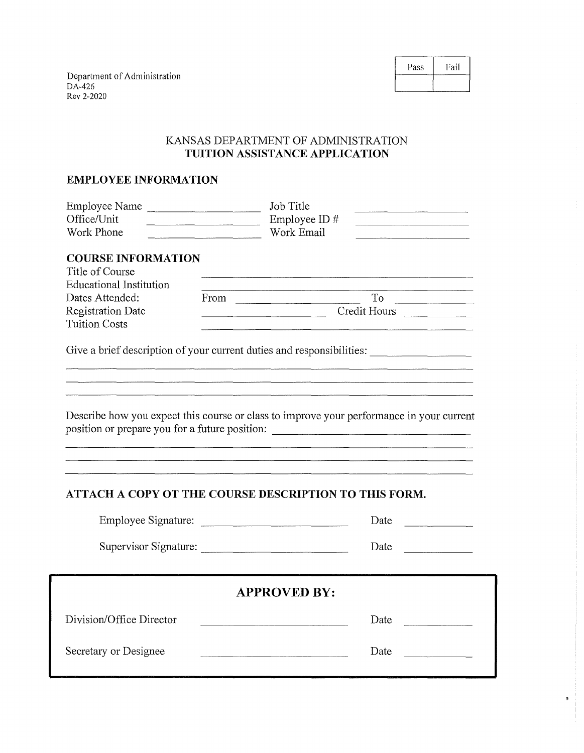Department of Administration
DA-426
Rev 2-2020

| Pass | Fail |
| --- | --- |
| | |

# KANSAS DEPARTMENT OF ADMINISTRATION
## TUITION ASSISTANCE APPLICATION

### EMPLOYEE INFORMATION

Employee Name ____________________ Job Title ____________________
Office/Unit ____________________ Employee ID # ____________________
Work Phone ____________________ Work Email ____________________

### COURSE INFORMATION

Title of Course ____________________________________________
Educational Institution ____________________________________________
Dates Attended: From ____________________ To ____________
Registration Date ____________________ Credit Hours ____________
Tuition Costs ____________________________________________

Give a brief description of your current duties and responsibilities: ________________

____________________________________________________________________
____________________________________________________________________
____________________________________________________________________

Describe how you expect this course or class to improve your performance in your current position or prepare you for a future position: ____________________________________

____________________________________________________________________
____________________________________________________________________
____________________________________________________________________

**ATTACH A COPY OT THE COURSE DESCRIPTION TO THIS FORM.**

Employee Signature: ____________________________ Date ____________

Supervisor Signature: ____________________________ Date ____________

## APPROVED BY:

Division/Office Director ____________________________ Date ____________

Secretary or Designee ____________________________ Date ____________